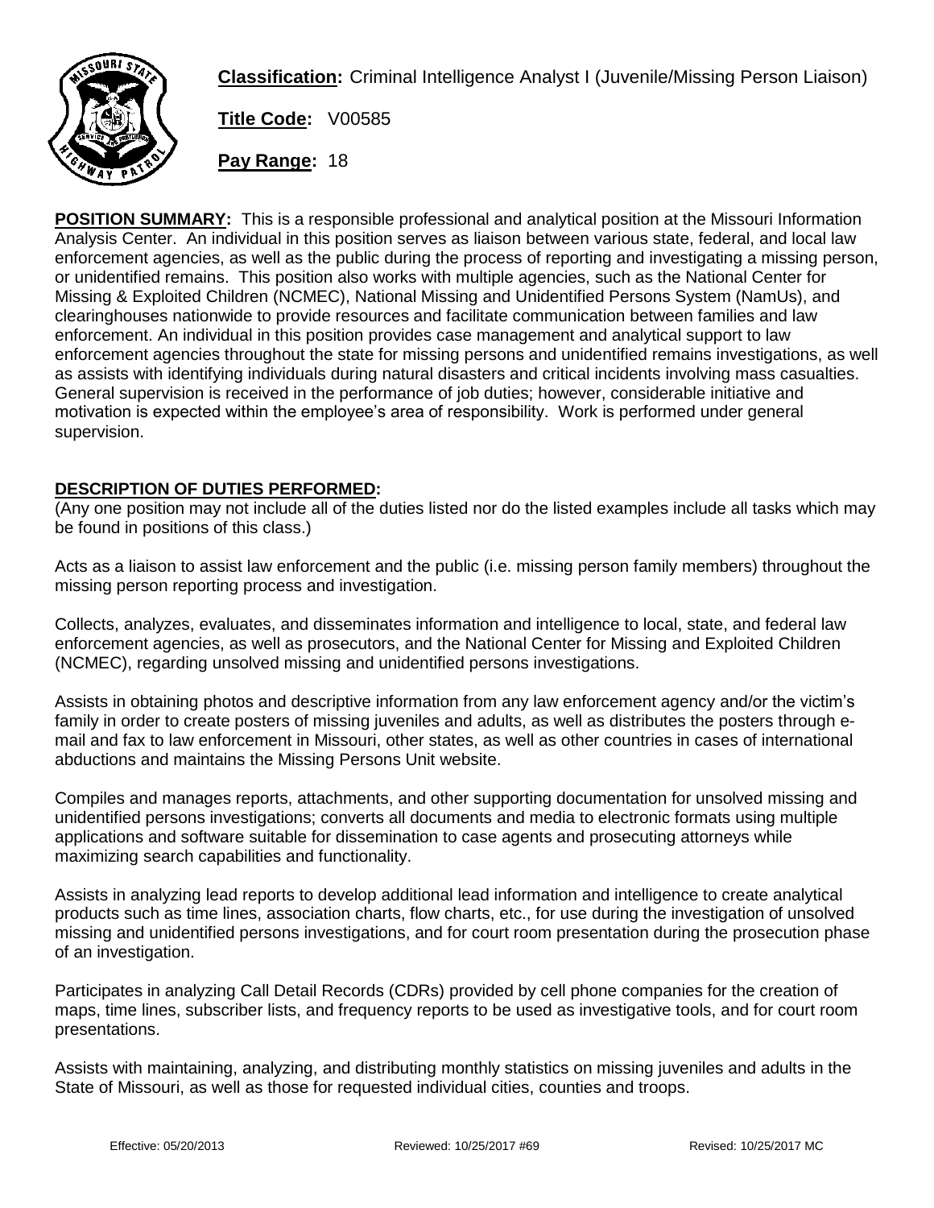**Classification:** Criminal Intelligence Analyst I (Juvenile/Missing Person Liaison)

**Title Code:** V00585

**Pay Range:** 18

**POSITION SUMMARY:** This is a responsible professional and analytical position at the Missouri Information Analysis Center. An individual in this position serves as liaison between various state, federal, and local law enforcement agencies, as well as the public during the process of reporting and investigating a missing person, or unidentified remains. This position also works with multiple agencies, such as the National Center for Missing & Exploited Children (NCMEC), National Missing and Unidentified Persons System (NamUs), and clearinghouses nationwide to provide resources and facilitate communication between families and law enforcement. An individual in this position provides case management and analytical support to law enforcement agencies throughout the state for missing persons and unidentified remains investigations, as well as assists with identifying individuals during natural disasters and critical incidents involving mass casualties. General supervision is received in the performance of job duties; however, considerable initiative and motivation is expected within the employee's area of responsibility. Work is performed under general supervision.

**DESCRIPTION OF DUTIES PERFORMED:**

(Any one position may not include all of the duties listed nor do the listed examples include all tasks which may be found in positions of this class.)

Acts as a liaison to assist law enforcement and the public (i.e. missing person family members) throughout the missing person reporting process and investigation.

Collects, analyzes, evaluates, and disseminates information and intelligence to local, state, and federal law enforcement agencies, as well as prosecutors, and the National Center for Missing and Exploited Children (NCMEC), regarding unsolved missing and unidentified persons investigations.

Assists in obtaining photos and descriptive information from any law enforcement agency and/or the victim's family in order to create posters of missing juveniles and adults, as well as distributes the posters through e-mail and fax to law enforcement in Missouri, other states, as well as other countries in cases of international abductions and maintains the Missing Persons Unit website.

Compiles and manages reports, attachments, and other supporting documentation for unsolved missing and unidentified persons investigations; converts all documents and media to electronic formats using multiple applications and software suitable for dissemination to case agents and prosecuting attorneys while maximizing search capabilities and functionality.

Assists in analyzing lead reports to develop additional lead information and intelligence to create analytical products such as time lines, association charts, flow charts, etc., for use during the investigation of unsolved missing and unidentified persons investigations, and for court room presentation during the prosecution phase of an investigation.

Participates in analyzing Call Detail Records (CDRs) provided by cell phone companies for the creation of maps, time lines, subscriber lists, and frequency reports to be used as investigative tools, and for court room presentations.

Assists with maintaining, analyzing, and distributing monthly statistics on missing juveniles and adults in the State of Missouri, as well as those for requested individual cities, counties and troops.

Effective: 05/20/2013 Reviewed: 10/25/2017 #69 Revised: 10/25/2017 MC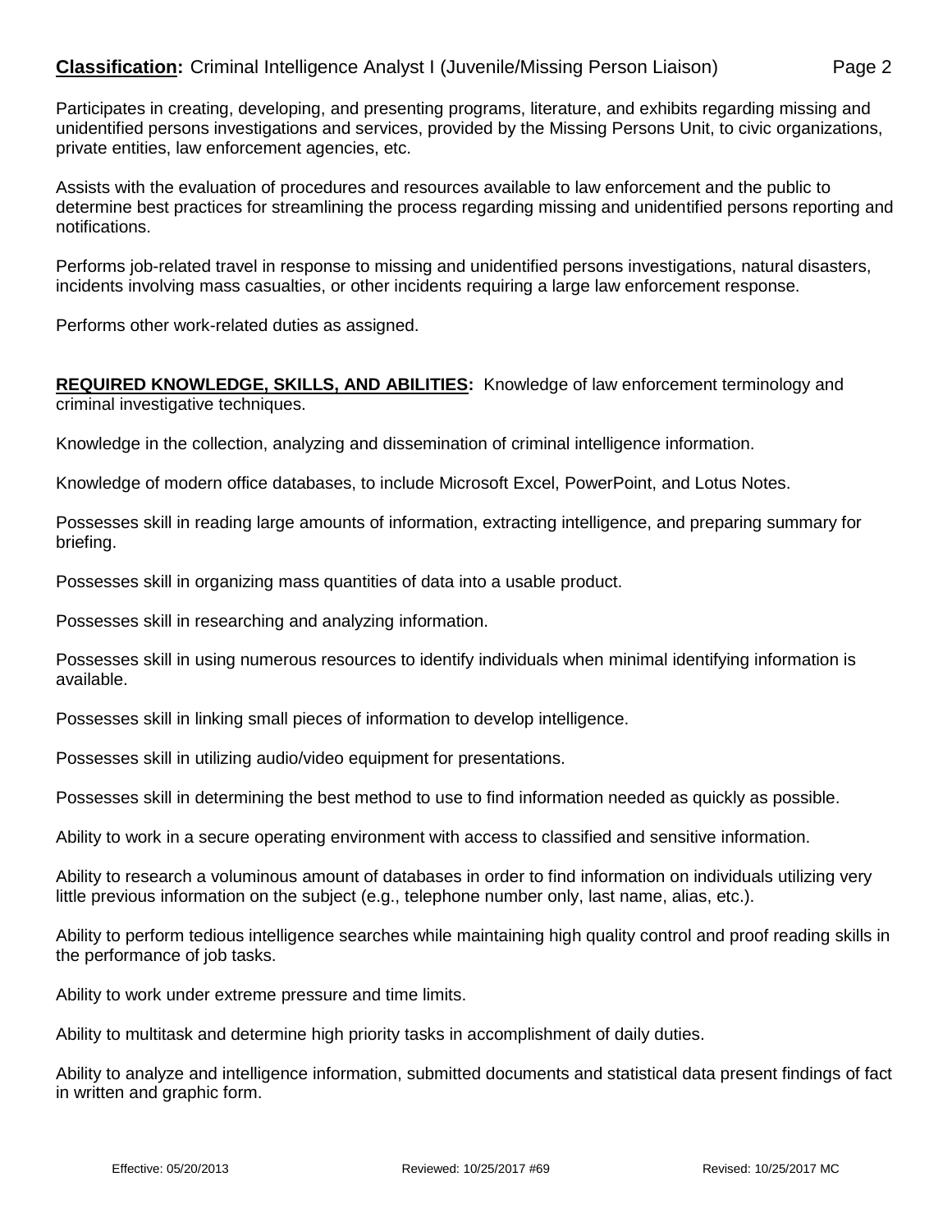Participates in creating, developing, and presenting programs, literature, and exhibits regarding missing and unidentified persons investigations and services, provided by the Missing Persons Unit, to civic organizations, private entities, law enforcement agencies, etc.

Assists with the evaluation of procedures and resources available to law enforcement and the public to determine best practices for streamlining the process regarding missing and unidentified persons reporting and notifications.

Performs job-related travel in response to missing and unidentified persons investigations, natural disasters, incidents involving mass casualties, or other incidents requiring a large law enforcement response.

Performs other work-related duties as assigned.

**REQUIRED KNOWLEDGE, SKILLS, AND ABILITIES:** Knowledge of law enforcement terminology and criminal investigative techniques.

Knowledge in the collection, analyzing and dissemination of criminal intelligence information.

Knowledge of modern office databases, to include Microsoft Excel, PowerPoint, and Lotus Notes.

Possesses skill in reading large amounts of information, extracting intelligence, and preparing summary for briefing.

Possesses skill in organizing mass quantities of data into a usable product.

Possesses skill in researching and analyzing information.

Possesses skill in using numerous resources to identify individuals when minimal identifying information is available.

Possesses skill in linking small pieces of information to develop intelligence.

Possesses skill in utilizing audio/video equipment for presentations.

Possesses skill in determining the best method to use to find information needed as quickly as possible.

Ability to work in a secure operating environment with access to classified and sensitive information.

Ability to research a voluminous amount of databases in order to find information on individuals utilizing very little previous information on the subject (e.g., telephone number only, last name, alias, etc.).

Ability to perform tedious intelligence searches while maintaining high quality control and proof reading skills in the performance of job tasks.

Ability to work under extreme pressure and time limits.

Ability to multitask and determine high priority tasks in accomplishment of daily duties.

Ability to analyze and intelligence information, submitted documents and statistical data present findings of fact in written and graphic form.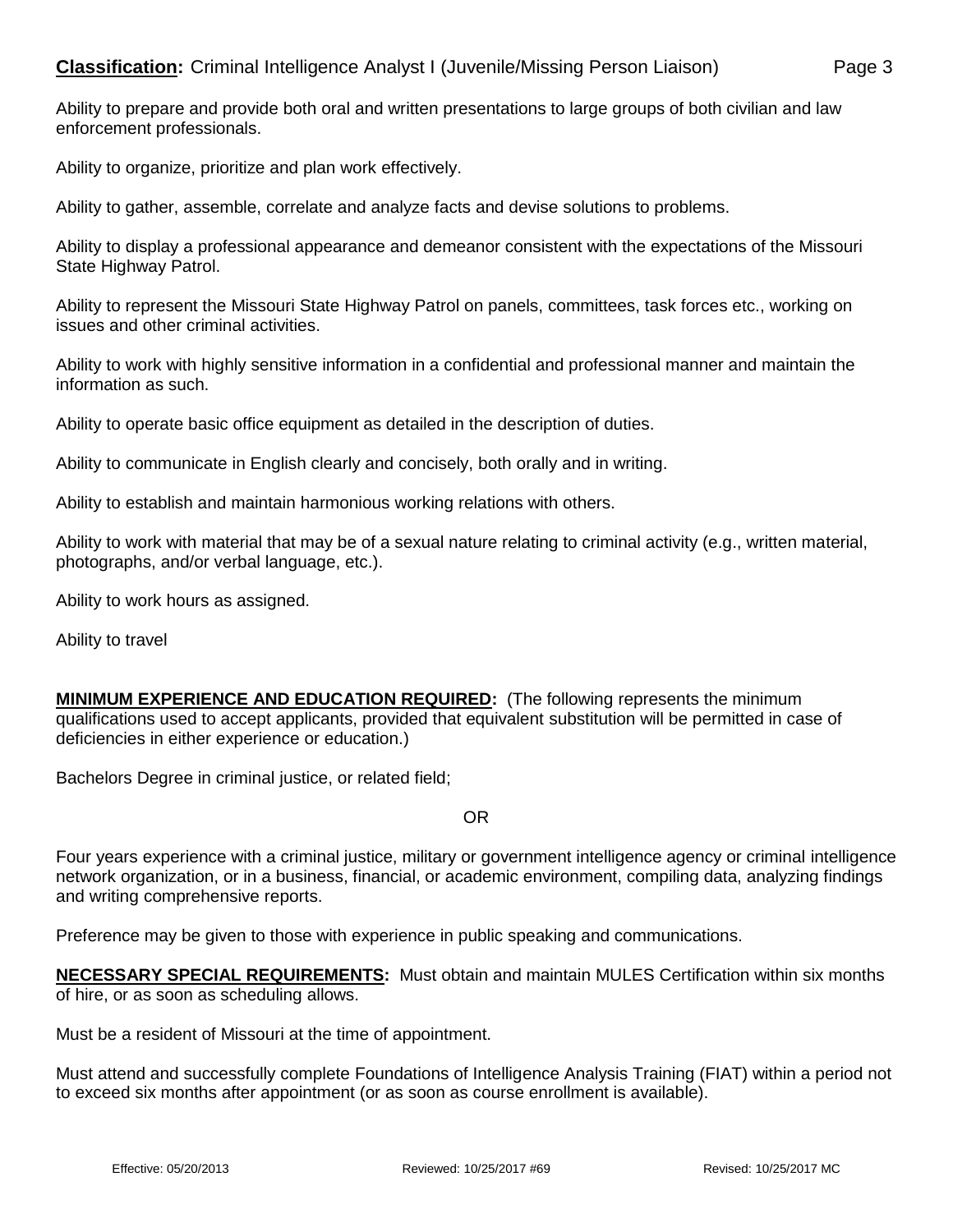Ability to prepare and provide both oral and written presentations to large groups of both civilian and law enforcement professionals.

Ability to organize, prioritize and plan work effectively.

Ability to gather, assemble, correlate and analyze facts and devise solutions to problems.

Ability to display a professional appearance and demeanor consistent with the expectations of the Missouri State Highway Patrol.

Ability to represent the Missouri State Highway Patrol on panels, committees, task forces etc., working on issues and other criminal activities.

Ability to work with highly sensitive information in a confidential and professional manner and maintain the information as such.

Ability to operate basic office equipment as detailed in the description of duties.

Ability to communicate in English clearly and concisely, both orally and in writing.

Ability to establish and maintain harmonious working relations with others.

Ability to work with material that may be of a sexual nature relating to criminal activity (e.g., written material, photographs, and/or verbal language, etc.).

Ability to work hours as assigned.

Ability to travel

**MINIMUM EXPERIENCE AND EDUCATION REQUIRED:** (The following represents the minimum qualifications used to accept applicants, provided that equivalent substitution will be permitted in case of deficiencies in either experience or education.)

Bachelors Degree in criminal justice, or related field;

OR

Four years experience with a criminal justice, military or government intelligence agency or criminal intelligence network organization, or in a business, financial, or academic environment, compiling data, analyzing findings and writing comprehensive reports.

Preference may be given to those with experience in public speaking and communications.

**NECESSARY SPECIAL REQUIREMENTS:** Must obtain and maintain MULES Certification within six months of hire, or as soon as scheduling allows.

Must be a resident of Missouri at the time of appointment.

Must attend and successfully complete Foundations of Intelligence Analysis Training (FIAT) within a period not to exceed six months after appointment (or as soon as course enrollment is available).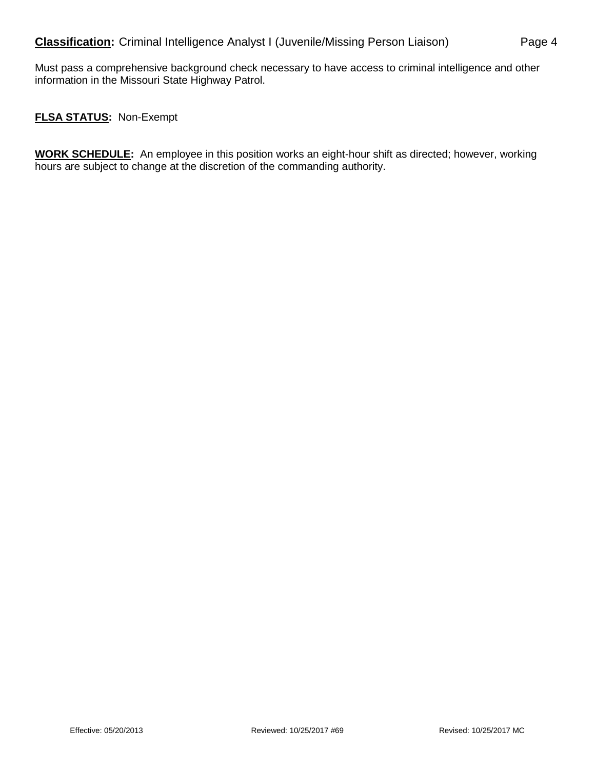Must pass a comprehensive background check necessary to have access to criminal intelligence and other information in the Missouri State Highway Patrol.

**FLSA STATUS:** Non-Exempt

**WORK SCHEDULE:** An employee in this position works an eight-hour shift as directed; however, working hours are subject to change at the discretion of the commanding authority.